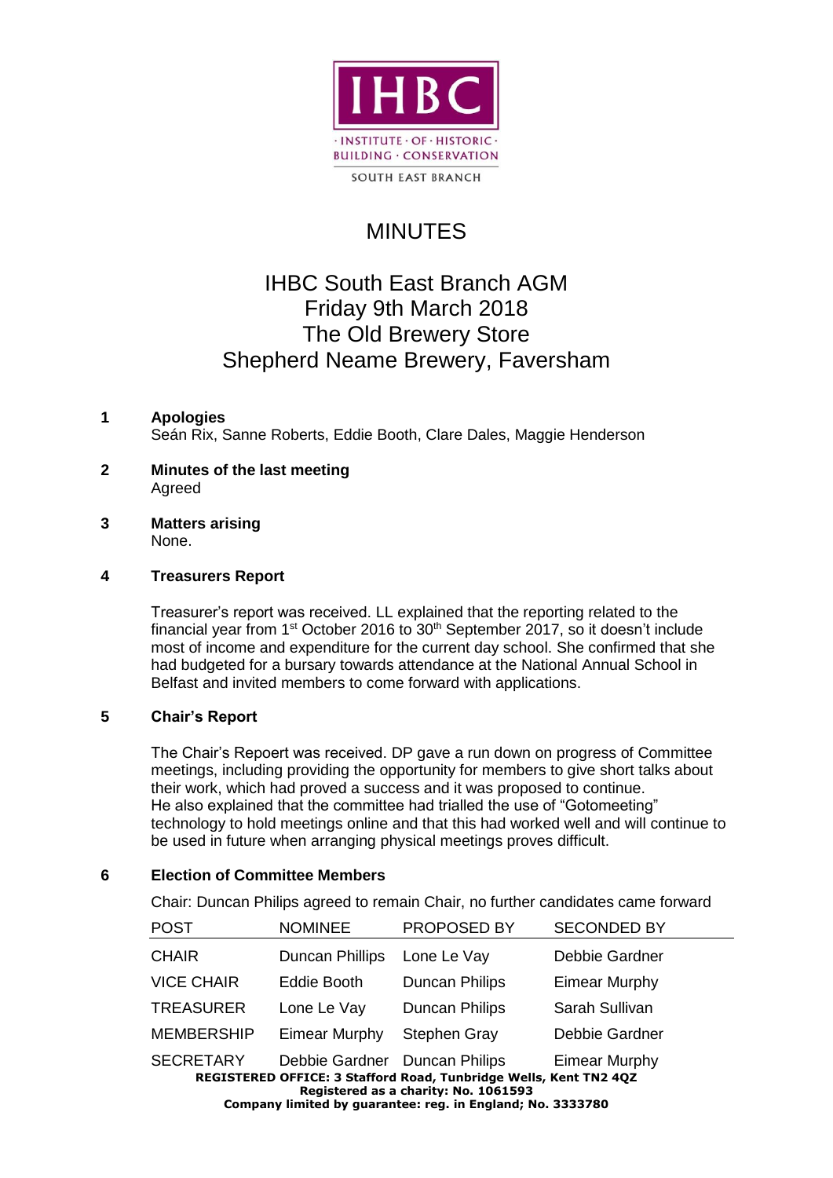IHBC

· INSTITUTE · OF · HISTORIC · BUILDING · CONSERVATION

SOUTH EAST BRANCH

# MINUTES

## IHBC South East Branch AGM
## Friday 9th March 2018
## The Old Brewery Store
## Shepherd Neame Brewery, Faversham

**1 Apologies**

Seán Rix, Sanne Roberts, Eddie Booth, Clare Dales, Maggie Henderson

**2 Minutes of the last meeting**

Agreed

**3 Matters arising**

None.

**4 Treasurers Report**

Treasurer's report was received. LL explained that the reporting related to the financial year from 1st October 2016 to 30th September 2017, so it doesn't include most of income and expenditure for the current day school. She confirmed that she had budgeted for a bursary towards attendance at the National Annual School in Belfast and invited members to come forward with applications.

**5 Chair's Report**

The Chair's Repoert was received. DP gave a run down on progress of Committee meetings, including providing the opportunity for members to give short talks about their work, which had proved a success and it was proposed to continue.
He also explained that the committee had trialled the use of "Gotomeeting" technology to hold meetings online and that this had worked well and will continue to be used in future when arranging physical meetings proves difficult.

**6 Election of Committee Members**

Chair: Duncan Philips agreed to remain Chair, no further candidates came forward

| POST | NOMINEE | PROPOSED BY | SECONDED BY |
|---|---|---|---|
| CHAIR | Duncan Phillips | Lone Le Vay | Debbie Gardner |
| VICE CHAIR | Eddie Booth | Duncan Philips | Eimear Murphy |
| TREASURER | Lone Le Vay | Duncan Philips | Sarah Sullivan |
| MEMBERSHIP | Eimear Murphy | Stephen Gray | Debbie Gardner |
| SECRETARY | Debbie Gardner | Duncan Philips | Eimear Murphy |

**REGISTERED OFFICE: 3 Stafford Road, Tunbridge Wells, Kent TN2 4QZ**
**Registered as a charity: No. 1061593**
**Company limited by guarantee: reg. in England; No. 3333780**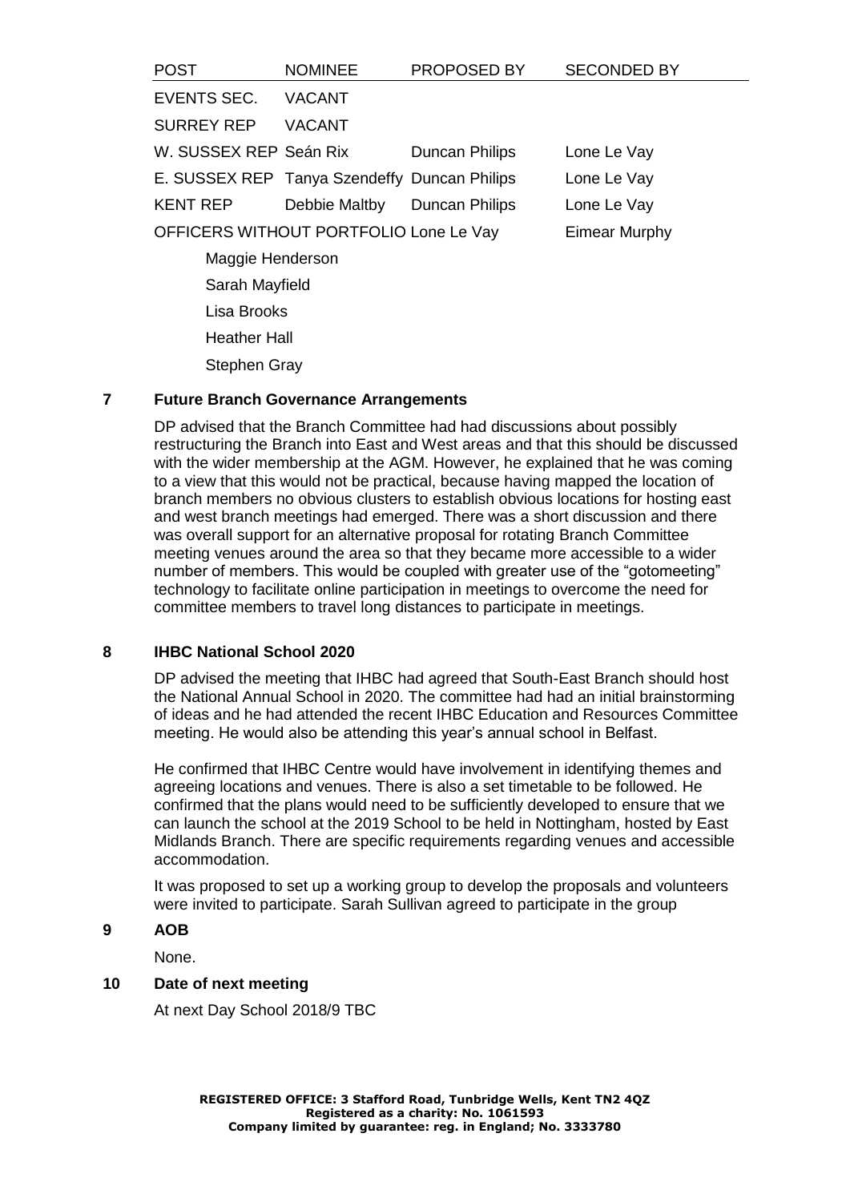| POST | NOMINEE | PROPOSED BY | SECONDED BY |
|---|---|---|---|
| EVENTS SEC. | VACANT | | |
| SURREY REP | VACANT | | |
| W. SUSSEX REP | Seán Rix | Duncan Philips | Lone Le Vay |
| E. SUSSEX REP | Tanya Szendeffy | Duncan Philips | Lone Le Vay |
| KENT REP | Debbie Maltby | Duncan Philips | Lone Le Vay |
| OFFICERS WITHOUT PORTFOLIO | | Lone Le Vay | Eimear Murphy |
| | Maggie Henderson | | |
| | Sarah Mayfield | | |
| | Lisa Brooks | | |
| | Heather Hall | | |
| | Stephen Gray | | |

## 7 Future Branch Governance Arrangements

DP advised that the Branch Committee had had discussions about possibly restructuring the Branch into East and West areas and that this should be discussed with the wider membership at the AGM. However, he explained that he was coming to a view that this would not be practical, because having mapped the location of branch members no obvious clusters to establish obvious locations for hosting east and west branch meetings had emerged. There was a short discussion and there was overall support for an alternative proposal for rotating Branch Committee meeting venues around the area so that they became more accessible to a wider number of members. This would be coupled with greater use of the "gotomeeting" technology to facilitate online participation in meetings to overcome the need for committee members to travel long distances to participate in meetings.

## 8 IHBC National School 2020

DP advised the meeting that IHBC had agreed that South-East Branch should host the National Annual School in 2020. The committee had had an initial brainstorming of ideas and he had attended the recent IHBC Education and Resources Committee meeting. He would also be attending this year's annual school in Belfast.

He confirmed that IHBC Centre would have involvement in identifying themes and agreeing locations and venues. There is also a set timetable to be followed. He confirmed that the plans would need to be sufficiently developed to ensure that we can launch the school at the 2019 School to be held in Nottingham, hosted by East Midlands Branch. There are specific requirements regarding venues and accessible accommodation.

It was proposed to set up a working group to develop the proposals and volunteers were invited to participate. Sarah Sullivan agreed to participate in the group

## 9 AOB

None.

## 10 Date of next meeting

At next Day School 2018/9 TBC

**REGISTERED OFFICE: 3 Stafford Road, Tunbridge Wells, Kent TN2 4QZ**
**Registered as a charity: No. 1061593**
**Company limited by guarantee: reg. in England; No. 3333780**